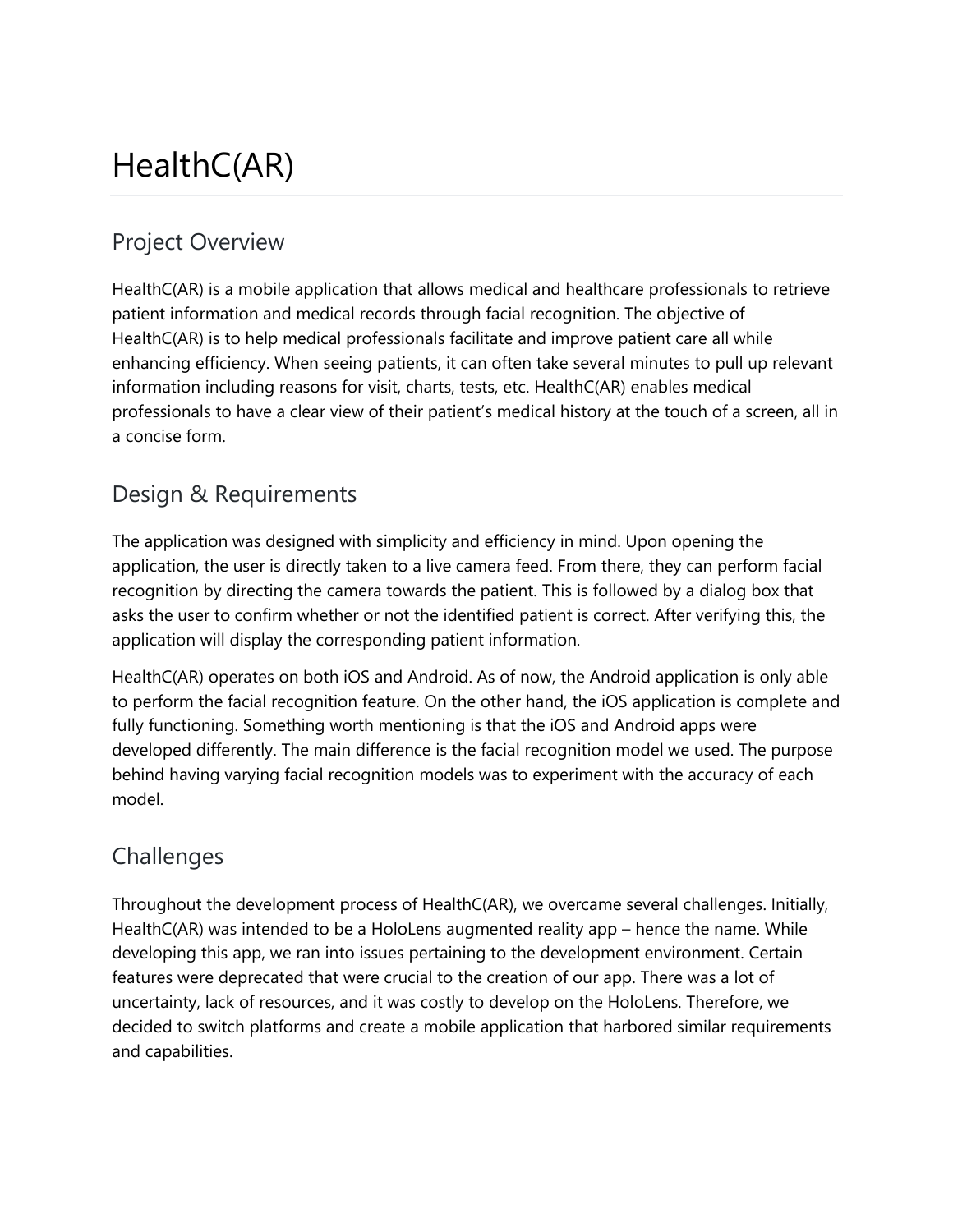# HealthC(AR)

## Project Overview

HealthC(AR) is a mobile application that allows medical and healthcare professionals to retrieve patient information and medical records through facial recognition. The objective of HealthC(AR) is to help medical professionals facilitate and improve patient care all while enhancing efficiency. When seeing patients, it can often take several minutes to pull up relevant information including reasons for visit, charts, tests, etc. HealthC(AR) enables medical professionals to have a clear view of their patient's medical history at the touch of a screen, all in a concise form.

## Design & Requirements

The application was designed with simplicity and efficiency in mind. Upon opening the application, the user is directly taken to a live camera feed. From there, they can perform facial recognition by directing the camera towards the patient. This is followed by a dialog box that asks the user to confirm whether or not the identified patient is correct. After verifying this, the application will display the corresponding patient information.

HealthC(AR) operates on both iOS and Android. As of now, the Android application is only able to perform the facial recognition feature. On the other hand, the iOS application is complete and fully functioning. Something worth mentioning is that the iOS and Android apps were developed differently. The main difference is the facial recognition model we used. The purpose behind having varying facial recognition models was to experiment with the accuracy of each model.

## Challenges

Throughout the development process of HealthC(AR), we overcame several challenges. Initially, HealthC(AR) was intended to be a HoloLens augmented reality app – hence the name. While developing this app, we ran into issues pertaining to the development environment. Certain features were deprecated that were crucial to the creation of our app. There was a lot of uncertainty, lack of resources, and it was costly to develop on the HoloLens. Therefore, we decided to switch platforms and create a mobile application that harbored similar requirements and capabilities.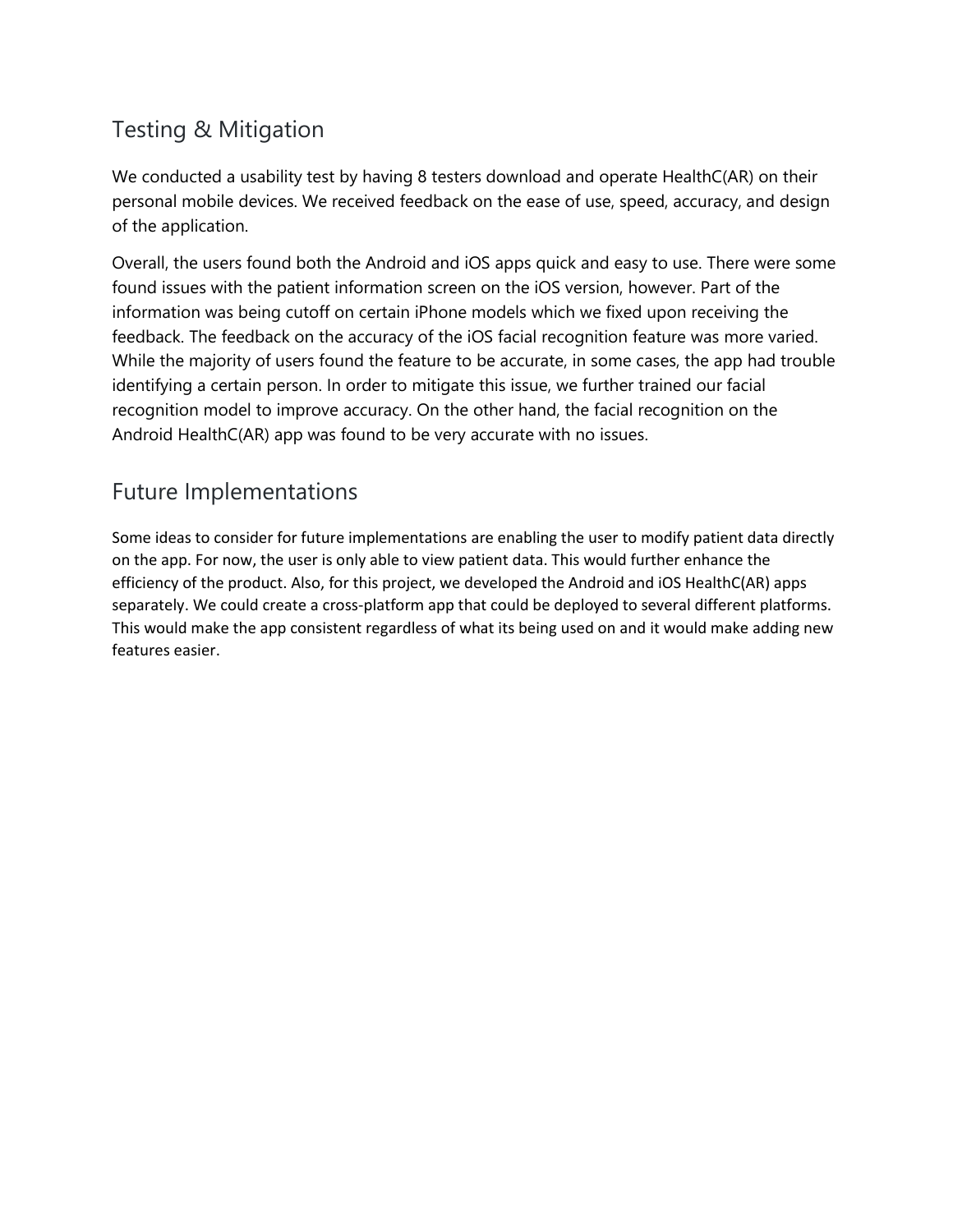## Testing & Mitigation

We conducted a usability test by having 8 testers download and operate HealthC(AR) on their personal mobile devices. We received feedback on the ease of use, speed, accuracy, and design of the application.

Overall, the users found both the Android and iOS apps quick and easy to use. There were some found issues with the patient information screen on the iOS version, however. Part of the information was being cutoff on certain iPhone models which we fixed upon receiving the feedback. The feedback on the accuracy of the iOS facial recognition feature was more varied. While the majority of users found the feature to be accurate, in some cases, the app had trouble identifying a certain person. In order to mitigate this issue, we further trained our facial recognition model to improve accuracy. On the other hand, the facial recognition on the Android HealthC(AR) app was found to be very accurate with no issues.

## Future Implementations

Some ideas to consider for future implementations are enabling the user to modify patient data directly on the app. For now, the user is only able to view patient data. This would further enhance the efficiency of the product. Also, for this project, we developed the Android and iOS HealthC(AR) apps separately. We could create a cross-platform app that could be deployed to several different platforms. This would make the app consistent regardless of what its being used on and it would make adding new features easier.